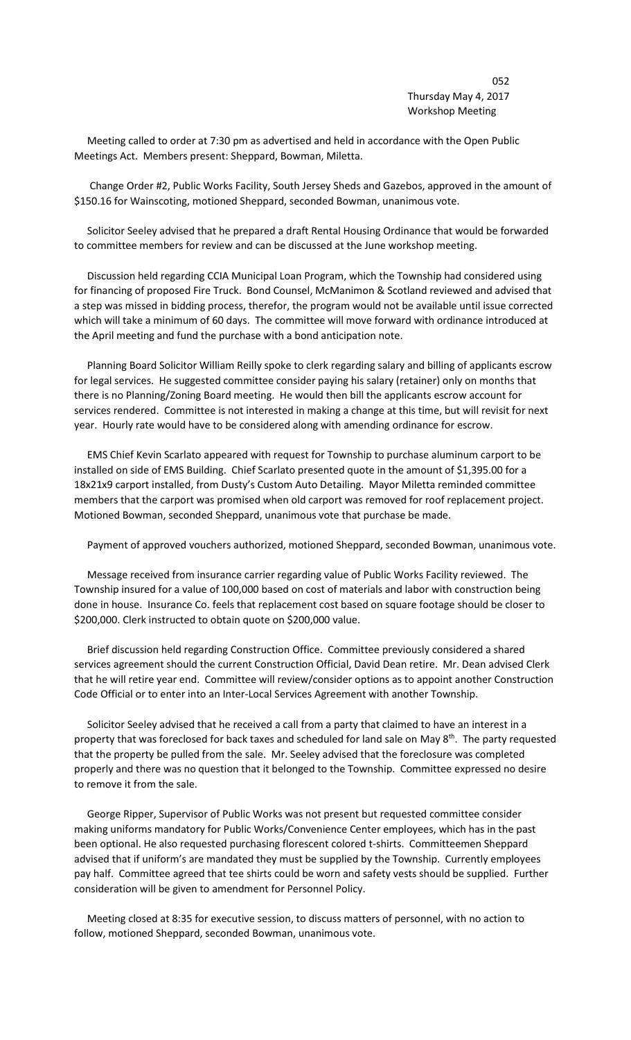Thursday May 4, 2017
Workshop Meeting

Meeting called to order at 7:30 pm as advertised and held in accordance with the Open Public Meetings Act. Members present: Sheppard, Bowman, Miletta.

Change Order #2, Public Works Facility, South Jersey Sheds and Gazebos, approved in the amount of \$150.16 for Wainscoting, motioned Sheppard, seconded Bowman, unanimous vote.

Solicitor Seeley advised that he prepared a draft Rental Housing Ordinance that would be forwarded to committee members for review and can be discussed at the June workshop meeting.

Discussion held regarding CCIA Municipal Loan Program, which the Township had considered using for financing of proposed Fire Truck. Bond Counsel, McManimon & Scotland reviewed and advised that a step was missed in bidding process, therefor, the program would not be available until issue corrected which will take a minimum of 60 days. The committee will move forward with ordinance introduced at the April meeting and fund the purchase with a bond anticipation note.

Planning Board Solicitor William Reilly spoke to clerk regarding salary and billing of applicants escrow for legal services. He suggested committee consider paying his salary (retainer) only on months that there is no Planning/Zoning Board meeting. He would then bill the applicants escrow account for services rendered. Committee is not interested in making a change at this time, but will revisit for next year. Hourly rate would have to be considered along with amending ordinance for escrow.

EMS Chief Kevin Scarlato appeared with request for Township to purchase aluminum carport to be installed on side of EMS Building. Chief Scarlato presented quote in the amount of \$1,395.00 for a 18x21x9 carport installed, from Dusty's Custom Auto Detailing. Mayor Miletta reminded committee members that the carport was promised when old carport was removed for roof replacement project. Motioned Bowman, seconded Sheppard, unanimous vote that purchase be made.

Payment of approved vouchers authorized, motioned Sheppard, seconded Bowman, unanimous vote.

Message received from insurance carrier regarding value of Public Works Facility reviewed. The Township insured for a value of 100,000 based on cost of materials and labor with construction being done in house. Insurance Co. feels that replacement cost based on square footage should be closer to \$200,000. Clerk instructed to obtain quote on \$200,000 value.

Brief discussion held regarding Construction Office. Committee previously considered a shared services agreement should the current Construction Official, David Dean retire. Mr. Dean advised Clerk that he will retire year end. Committee will review/consider options as to appoint another Construction Code Official or to enter into an Inter-Local Services Agreement with another Township.

Solicitor Seeley advised that he received a call from a party that claimed to have an interest in a property that was foreclosed for back taxes and scheduled for land sale on May 8th. The party requested that the property be pulled from the sale. Mr. Seeley advised that the foreclosure was completed properly and there was no question that it belonged to the Township. Committee expressed no desire to remove it from the sale.

George Ripper, Supervisor of Public Works was not present but requested committee consider making uniforms mandatory for Public Works/Convenience Center employees, which has in the past been optional. He also requested purchasing florescent colored t-shirts. Committeemen Sheppard advised that if uniform's are mandated they must be supplied by the Township. Currently employees pay half. Committee agreed that tee shirts could be worn and safety vests should be supplied. Further consideration will be given to amendment for Personnel Policy.

Meeting closed at 8:35 for executive session, to discuss matters of personnel, with no action to follow, motioned Sheppard, seconded Bowman, unanimous vote.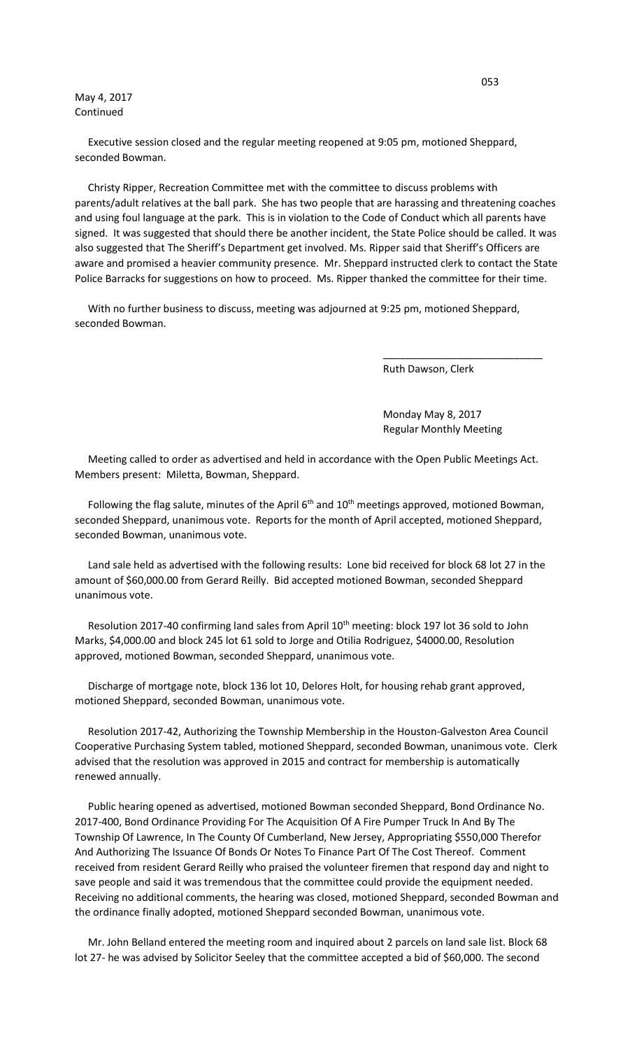May 4, 2017
Continued

Executive session closed and the regular meeting reopened at 9:05 pm, motioned Sheppard, seconded Bowman.

Christy Ripper, Recreation Committee met with the committee to discuss problems with parents/adult relatives at the ball park. She has two people that are harassing and threatening coaches and using foul language at the park. This is in violation to the Code of Conduct which all parents have signed. It was suggested that should there be another incident, the State Police should be called. It was also suggested that The Sheriff's Department get involved. Ms. Ripper said that Sheriff's Officers are aware and promised a heavier community presence. Mr. Sheppard instructed clerk to contact the State Police Barracks for suggestions on how to proceed. Ms. Ripper thanked the committee for their time.

With no further business to discuss, meeting was adjourned at 9:25 pm, motioned Sheppard, seconded Bowman.

\_\_\_\_\_\_\_\_\_\_\_\_\_\_\_\_\_\_\_\_\_\_\_\_\_\_\_\_\_

Ruth Dawson, Clerk

Monday May 8, 2017
Regular Monthly Meeting

Meeting called to order as advertised and held in accordance with the Open Public Meetings Act. Members present: Miletta, Bowman, Sheppard.

Following the flag salute, minutes of the April 6th and 10th meetings approved, motioned Bowman, seconded Sheppard, unanimous vote. Reports for the month of April accepted, motioned Sheppard, seconded Bowman, unanimous vote.

Land sale held as advertised with the following results: Lone bid received for block 68 lot 27 in the amount of $60,000.00 from Gerard Reilly. Bid accepted motioned Bowman, seconded Sheppard unanimous vote.

Resolution 2017-40 confirming land sales from April 10th meeting: block 197 lot 36 sold to John Marks, $4,000.00 and block 245 lot 61 sold to Jorge and Otilia Rodriguez, $4000.00, Resolution approved, motioned Bowman, seconded Sheppard, unanimous vote.

Discharge of mortgage note, block 136 lot 10, Delores Holt, for housing rehab grant approved, motioned Sheppard, seconded Bowman, unanimous vote.

Resolution 2017-42, Authorizing the Township Membership in the Houston-Galveston Area Council Cooperative Purchasing System tabled, motioned Sheppard, seconded Bowman, unanimous vote. Clerk advised that the resolution was approved in 2015 and contract for membership is automatically renewed annually.

Public hearing opened as advertised, motioned Bowman seconded Sheppard, Bond Ordinance No. 2017-400, Bond Ordinance Providing For The Acquisition Of A Fire Pumper Truck In And By The Township Of Lawrence, In The County Of Cumberland, New Jersey, Appropriating $550,000 Therefor And Authorizing The Issuance Of Bonds Or Notes To Finance Part Of The Cost Thereof. Comment received from resident Gerard Reilly who praised the volunteer firemen that respond day and night to save people and said it was tremendous that the committee could provide the equipment needed. Receiving no additional comments, the hearing was closed, motioned Sheppard, seconded Bowman and the ordinance finally adopted, motioned Sheppard seconded Bowman, unanimous vote.

Mr. John Belland entered the meeting room and inquired about 2 parcels on land sale list. Block 68 lot 27- he was advised by Solicitor Seeley that the committee accepted a bid of $60,000. The second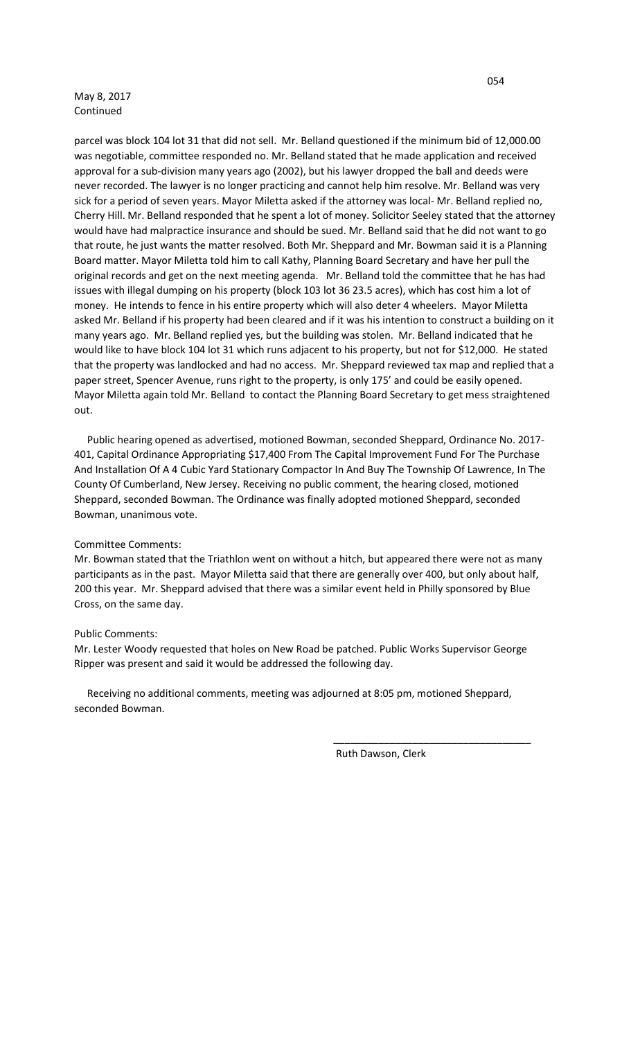May 8, 2017
Continued

parcel was block 104 lot 31 that did not sell. Mr. Belland questioned if the minimum bid of 12,000.00 was negotiable, committee responded no. Mr. Belland stated that he made application and received approval for a sub-division many years ago (2002), but his lawyer dropped the ball and deeds were never recorded. The lawyer is no longer practicing and cannot help him resolve. Mr. Belland was very sick for a period of seven years. Mayor Miletta asked if the attorney was local- Mr. Belland replied no, Cherry Hill. Mr. Belland responded that he spent a lot of money. Solicitor Seeley stated that the attorney would have had malpractice insurance and should be sued. Mr. Belland said that he did not want to go that route, he just wants the matter resolved. Both Mr. Sheppard and Mr. Bowman said it is a Planning Board matter. Mayor Miletta told him to call Kathy, Planning Board Secretary and have her pull the original records and get on the next meeting agenda. Mr. Belland told the committee that he has had issues with illegal dumping on his property (block 103 lot 36 23.5 acres), which has cost him a lot of money. He intends to fence in his entire property which will also deter 4 wheelers. Mayor Miletta asked Mr. Belland if his property had been cleared and if it was his intention to construct a building on it many years ago. Mr. Belland replied yes, but the building was stolen. Mr. Belland indicated that he would like to have block 104 lot 31 which runs adjacent to his property, but not for $12,000. He stated that the property was landlocked and had no access. Mr. Sheppard reviewed tax map and replied that a paper street, Spencer Avenue, runs right to the property, is only 175' and could be easily opened. Mayor Miletta again told Mr. Belland to contact the Planning Board Secretary to get mess straightened out.

Public hearing opened as advertised, motioned Bowman, seconded Sheppard, Ordinance No. 2017-401, Capital Ordinance Appropriating $17,400 From The Capital Improvement Fund For The Purchase And Installation Of A 4 Cubic Yard Stationary Compactor In And Buy The Township Of Lawrence, In The County Of Cumberland, New Jersey. Receiving no public comment, the hearing closed, motioned Sheppard, seconded Bowman. The Ordinance was finally adopted motioned Sheppard, seconded Bowman, unanimous vote.

Committee Comments:
Mr. Bowman stated that the Triathlon went on without a hitch, but appeared there were not as many participants as in the past. Mayor Miletta said that there are generally over 400, but only about half, 200 this year. Mr. Sheppard advised that there was a similar event held in Philly sponsored by Blue Cross, on the same day.

Public Comments:
Mr. Lester Woody requested that holes on New Road be patched. Public Works Supervisor George Ripper was present and said it would be addressed the following day.

Receiving no additional comments, meeting was adjourned at 8:05 pm, motioned Sheppard, seconded Bowman.

\_\_\_\_\_\_\_\_\_\_\_\_\_\_\_\_\_\_\_\_\_\_\_\_\_\_\_\_\_\_\_\_\_\_\_

Ruth Dawson, Clerk